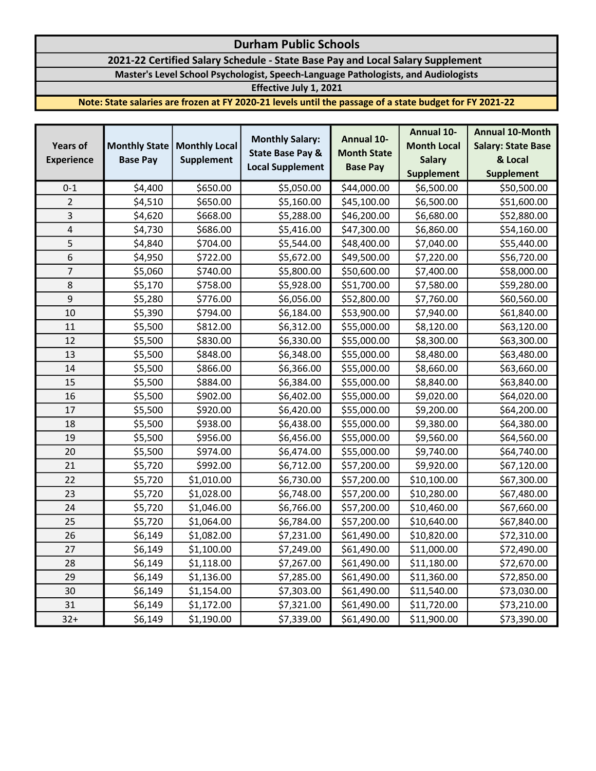# Durham Public Schools

## 2021-22 Certified Salary Schedule - State Base Pay and Local Salary Supplement

### Master's Level School Psychologist, Speech-Language Pathologists, and Audiologists

**Effective July 1, 2021**

**Note: State salaries are frozen at FY 2020-21 levels until the passage of a state budget for FY 2021-22**

| Years of Experience | Monthly State Base Pay | Monthly Local Supplement | Monthly Salary: State Base Pay & Local Supplement | Annual 10-Month State Base Pay | Annual 10-Month Local Salary Supplement | Annual 10-Month Salary: State Base & Local Supplement |
|---|---|---|---|---|---|---|
| 0-1 | $4,400 | $650.00 | $5,050.00 | $44,000.00 | $6,500.00 | $50,500.00 |
| 2 | $4,510 | $650.00 | $5,160.00 | $45,100.00 | $6,500.00 | $51,600.00 |
| 3 | $4,620 | $668.00 | $5,288.00 | $46,200.00 | $6,680.00 | $52,880.00 |
| 4 | $4,730 | $686.00 | $5,416.00 | $47,300.00 | $6,860.00 | $54,160.00 |
| 5 | $4,840 | $704.00 | $5,544.00 | $48,400.00 | $7,040.00 | $55,440.00 |
| 6 | $4,950 | $722.00 | $5,672.00 | $49,500.00 | $7,220.00 | $56,720.00 |
| 7 | $5,060 | $740.00 | $5,800.00 | $50,600.00 | $7,400.00 | $58,000.00 |
| 8 | $5,170 | $758.00 | $5,928.00 | $51,700.00 | $7,580.00 | $59,280.00 |
| 9 | $5,280 | $776.00 | $6,056.00 | $52,800.00 | $7,760.00 | $60,560.00 |
| 10 | $5,390 | $794.00 | $6,184.00 | $53,900.00 | $7,940.00 | $61,840.00 |
| 11 | $5,500 | $812.00 | $6,312.00 | $55,000.00 | $8,120.00 | $63,120.00 |
| 12 | $5,500 | $830.00 | $6,330.00 | $55,000.00 | $8,300.00 | $63,300.00 |
| 13 | $5,500 | $848.00 | $6,348.00 | $55,000.00 | $8,480.00 | $63,480.00 |
| 14 | $5,500 | $866.00 | $6,366.00 | $55,000.00 | $8,660.00 | $63,660.00 |
| 15 | $5,500 | $884.00 | $6,384.00 | $55,000.00 | $8,840.00 | $63,840.00 |
| 16 | $5,500 | $902.00 | $6,402.00 | $55,000.00 | $9,020.00 | $64,020.00 |
| 17 | $5,500 | $920.00 | $6,420.00 | $55,000.00 | $9,200.00 | $64,200.00 |
| 18 | $5,500 | $938.00 | $6,438.00 | $55,000.00 | $9,380.00 | $64,380.00 |
| 19 | $5,500 | $956.00 | $6,456.00 | $55,000.00 | $9,560.00 | $64,560.00 |
| 20 | $5,500 | $974.00 | $6,474.00 | $55,000.00 | $9,740.00 | $64,740.00 |
| 21 | $5,720 | $992.00 | $6,712.00 | $57,200.00 | $9,920.00 | $67,120.00 |
| 22 | $5,720 | $1,010.00 | $6,730.00 | $57,200.00 | $10,100.00 | $67,300.00 |
| 23 | $5,720 | $1,028.00 | $6,748.00 | $57,200.00 | $10,280.00 | $67,480.00 |
| 24 | $5,720 | $1,046.00 | $6,766.00 | $57,200.00 | $10,460.00 | $67,660.00 |
| 25 | $5,720 | $1,064.00 | $6,784.00 | $57,200.00 | $10,640.00 | $67,840.00 |
| 26 | $6,149 | $1,082.00 | $7,231.00 | $61,490.00 | $10,820.00 | $72,310.00 |
| 27 | $6,149 | $1,100.00 | $7,249.00 | $61,490.00 | $11,000.00 | $72,490.00 |
| 28 | $6,149 | $1,118.00 | $7,267.00 | $61,490.00 | $11,180.00 | $72,670.00 |
| 29 | $6,149 | $1,136.00 | $7,285.00 | $61,490.00 | $11,360.00 | $72,850.00 |
| 30 | $6,149 | $1,154.00 | $7,303.00 | $61,490.00 | $11,540.00 | $73,030.00 |
| 31 | $6,149 | $1,172.00 | $7,321.00 | $61,490.00 | $11,720.00 | $73,210.00 |
| 32+ | $6,149 | $1,190.00 | $7,339.00 | $61,490.00 | $11,900.00 | $73,390.00 |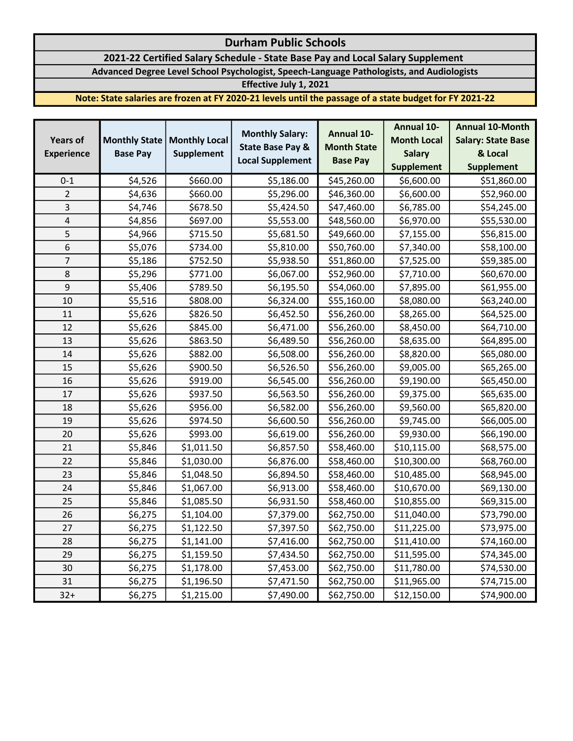# Durham Public Schools

## 2021-22 Certified Salary Schedule - State Base Pay and Local Salary Supplement

### Advanced Degree Level School Psychologist, Speech-Language Pathologists, and Audiologists

**Effective July 1, 2021**

**Note: State salaries are frozen at FY 2020-21 levels until the passage of a state budget for FY 2021-22**

| Years of Experience | Monthly State Base Pay | Monthly Local Supplement | Monthly Salary: State Base Pay & Local Supplement | Annual 10-Month State Base Pay | Annual 10-Month Local Salary Supplement | Annual 10-Month Salary: State Base & Local Supplement |
|---|---|---|---|---|---|---|
| 0-1 | $4,526 | $660.00 | $5,186.00 | $45,260.00 | $6,600.00 | $51,860.00 |
| 2 | $4,636 | $660.00 | $5,296.00 | $46,360.00 | $6,600.00 | $52,960.00 |
| 3 | $4,746 | $678.50 | $5,424.50 | $47,460.00 | $6,785.00 | $54,245.00 |
| 4 | $4,856 | $697.00 | $5,553.00 | $48,560.00 | $6,970.00 | $55,530.00 |
| 5 | $4,966 | $715.50 | $5,681.50 | $49,660.00 | $7,155.00 | $56,815.00 |
| 6 | $5,076 | $734.00 | $5,810.00 | $50,760.00 | $7,340.00 | $58,100.00 |
| 7 | $5,186 | $752.50 | $5,938.50 | $51,860.00 | $7,525.00 | $59,385.00 |
| 8 | $5,296 | $771.00 | $6,067.00 | $52,960.00 | $7,710.00 | $60,670.00 |
| 9 | $5,406 | $789.50 | $6,195.50 | $54,060.00 | $7,895.00 | $61,955.00 |
| 10 | $5,516 | $808.00 | $6,324.00 | $55,160.00 | $8,080.00 | $63,240.00 |
| 11 | $5,626 | $826.50 | $6,452.50 | $56,260.00 | $8,265.00 | $64,525.00 |
| 12 | $5,626 | $845.00 | $6,471.00 | $56,260.00 | $8,450.00 | $64,710.00 |
| 13 | $5,626 | $863.50 | $6,489.50 | $56,260.00 | $8,635.00 | $64,895.00 |
| 14 | $5,626 | $882.00 | $6,508.00 | $56,260.00 | $8,820.00 | $65,080.00 |
| 15 | $5,626 | $900.50 | $6,526.50 | $56,260.00 | $9,005.00 | $65,265.00 |
| 16 | $5,626 | $919.00 | $6,545.00 | $56,260.00 | $9,190.00 | $65,450.00 |
| 17 | $5,626 | $937.50 | $6,563.50 | $56,260.00 | $9,375.00 | $65,635.00 |
| 18 | $5,626 | $956.00 | $6,582.00 | $56,260.00 | $9,560.00 | $65,820.00 |
| 19 | $5,626 | $974.50 | $6,600.50 | $56,260.00 | $9,745.00 | $66,005.00 |
| 20 | $5,626 | $993.00 | $6,619.00 | $56,260.00 | $9,930.00 | $66,190.00 |
| 21 | $5,846 | $1,011.50 | $6,857.50 | $58,460.00 | $10,115.00 | $68,575.00 |
| 22 | $5,846 | $1,030.00 | $6,876.00 | $58,460.00 | $10,300.00 | $68,760.00 |
| 23 | $5,846 | $1,048.50 | $6,894.50 | $58,460.00 | $10,485.00 | $68,945.00 |
| 24 | $5,846 | $1,067.00 | $6,913.00 | $58,460.00 | $10,670.00 | $69,130.00 |
| 25 | $5,846 | $1,085.50 | $6,931.50 | $58,460.00 | $10,855.00 | $69,315.00 |
| 26 | $6,275 | $1,104.00 | $7,379.00 | $62,750.00 | $11,040.00 | $73,790.00 |
| 27 | $6,275 | $1,122.50 | $7,397.50 | $62,750.00 | $11,225.00 | $73,975.00 |
| 28 | $6,275 | $1,141.00 | $7,416.00 | $62,750.00 | $11,410.00 | $74,160.00 |
| 29 | $6,275 | $1,159.50 | $7,434.50 | $62,750.00 | $11,595.00 | $74,345.00 |
| 30 | $6,275 | $1,178.00 | $7,453.00 | $62,750.00 | $11,780.00 | $74,530.00 |
| 31 | $6,275 | $1,196.50 | $7,471.50 | $62,750.00 | $11,965.00 | $74,715.00 |
| 32+ | $6,275 | $1,215.00 | $7,490.00 | $62,750.00 | $12,150.00 | $74,900.00 |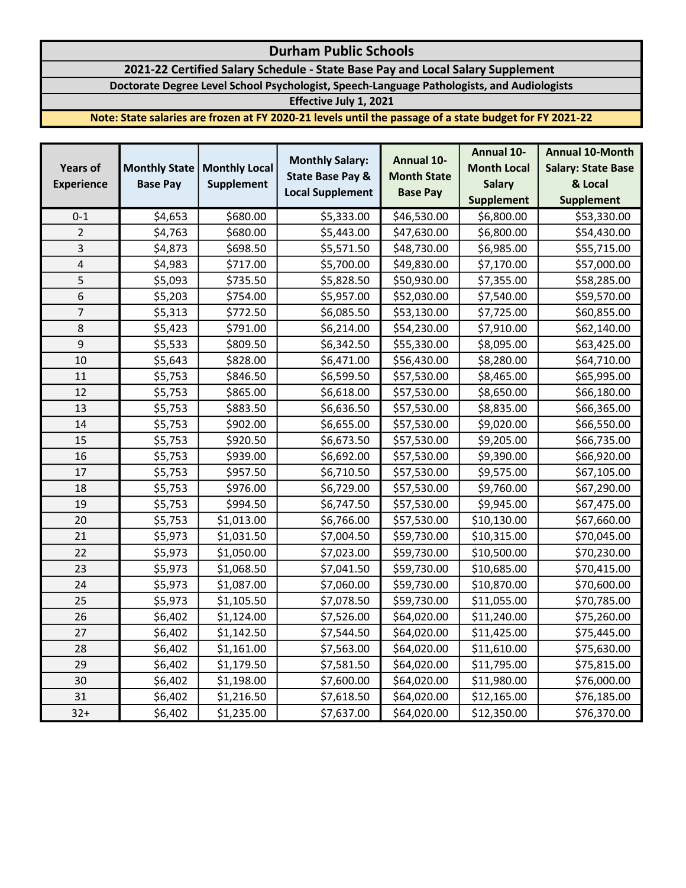# Durham Public Schools

## 2021-22 Certified Salary Schedule - State Base Pay and Local Salary Supplement

### Doctorate Degree Level School Psychologist, Speech-Language Pathologists, and Audiologists

**Effective July 1, 2021**

**Note: State salaries are frozen at FY 2020-21 levels until the passage of a state budget for FY 2021-22**

| Years of Experience | Monthly State Base Pay | Monthly Local Supplement | Monthly Salary: State Base Pay & Local Supplement | Annual 10-Month State Base Pay | Annual 10-Month Local Salary Supplement | Annual 10-Month Salary: State Base & Local Supplement |
|---|---|---|---|---|---|---|
| 0-1 | $4,653 | $680.00 | $5,333.00 | $46,530.00 | $6,800.00 | $53,330.00 |
| 2 | $4,763 | $680.00 | $5,443.00 | $47,630.00 | $6,800.00 | $54,430.00 |
| 3 | $4,873 | $698.50 | $5,571.50 | $48,730.00 | $6,985.00 | $55,715.00 |
| 4 | $4,983 | $717.00 | $5,700.00 | $49,830.00 | $7,170.00 | $57,000.00 |
| 5 | $5,093 | $735.50 | $5,828.50 | $50,930.00 | $7,355.00 | $58,285.00 |
| 6 | $5,203 | $754.00 | $5,957.00 | $52,030.00 | $7,540.00 | $59,570.00 |
| 7 | $5,313 | $772.50 | $6,085.50 | $53,130.00 | $7,725.00 | $60,855.00 |
| 8 | $5,423 | $791.00 | $6,214.00 | $54,230.00 | $7,910.00 | $62,140.00 |
| 9 | $5,533 | $809.50 | $6,342.50 | $55,330.00 | $8,095.00 | $63,425.00 |
| 10 | $5,643 | $828.00 | $6,471.00 | $56,430.00 | $8,280.00 | $64,710.00 |
| 11 | $5,753 | $846.50 | $6,599.50 | $57,530.00 | $8,465.00 | $65,995.00 |
| 12 | $5,753 | $865.00 | $6,618.00 | $57,530.00 | $8,650.00 | $66,180.00 |
| 13 | $5,753 | $883.50 | $6,636.50 | $57,530.00 | $8,835.00 | $66,365.00 |
| 14 | $5,753 | $902.00 | $6,655.00 | $57,530.00 | $9,020.00 | $66,550.00 |
| 15 | $5,753 | $920.50 | $6,673.50 | $57,530.00 | $9,205.00 | $66,735.00 |
| 16 | $5,753 | $939.00 | $6,692.00 | $57,530.00 | $9,390.00 | $66,920.00 |
| 17 | $5,753 | $957.50 | $6,710.50 | $57,530.00 | $9,575.00 | $67,105.00 |
| 18 | $5,753 | $976.00 | $6,729.00 | $57,530.00 | $9,760.00 | $67,290.00 |
| 19 | $5,753 | $994.50 | $6,747.50 | $57,530.00 | $9,945.00 | $67,475.00 |
| 20 | $5,753 | $1,013.00 | $6,766.00 | $57,530.00 | $10,130.00 | $67,660.00 |
| 21 | $5,973 | $1,031.50 | $7,004.50 | $59,730.00 | $10,315.00 | $70,045.00 |
| 22 | $5,973 | $1,050.00 | $7,023.00 | $59,730.00 | $10,500.00 | $70,230.00 |
| 23 | $5,973 | $1,068.50 | $7,041.50 | $59,730.00 | $10,685.00 | $70,415.00 |
| 24 | $5,973 | $1,087.00 | $7,060.00 | $59,730.00 | $10,870.00 | $70,600.00 |
| 25 | $5,973 | $1,105.50 | $7,078.50 | $59,730.00 | $11,055.00 | $70,785.00 |
| 26 | $6,402 | $1,124.00 | $7,526.00 | $64,020.00 | $11,240.00 | $75,260.00 |
| 27 | $6,402 | $1,142.50 | $7,544.50 | $64,020.00 | $11,425.00 | $75,445.00 |
| 28 | $6,402 | $1,161.00 | $7,563.00 | $64,020.00 | $11,610.00 | $75,630.00 |
| 29 | $6,402 | $1,179.50 | $7,581.50 | $64,020.00 | $11,795.00 | $75,815.00 |
| 30 | $6,402 | $1,198.00 | $7,600.00 | $64,020.00 | $11,980.00 | $76,000.00 |
| 31 | $6,402 | $1,216.50 | $7,618.50 | $64,020.00 | $12,165.00 | $76,185.00 |
| 32+ | $6,402 | $1,235.00 | $7,637.00 | $64,020.00 | $12,350.00 | $76,370.00 |